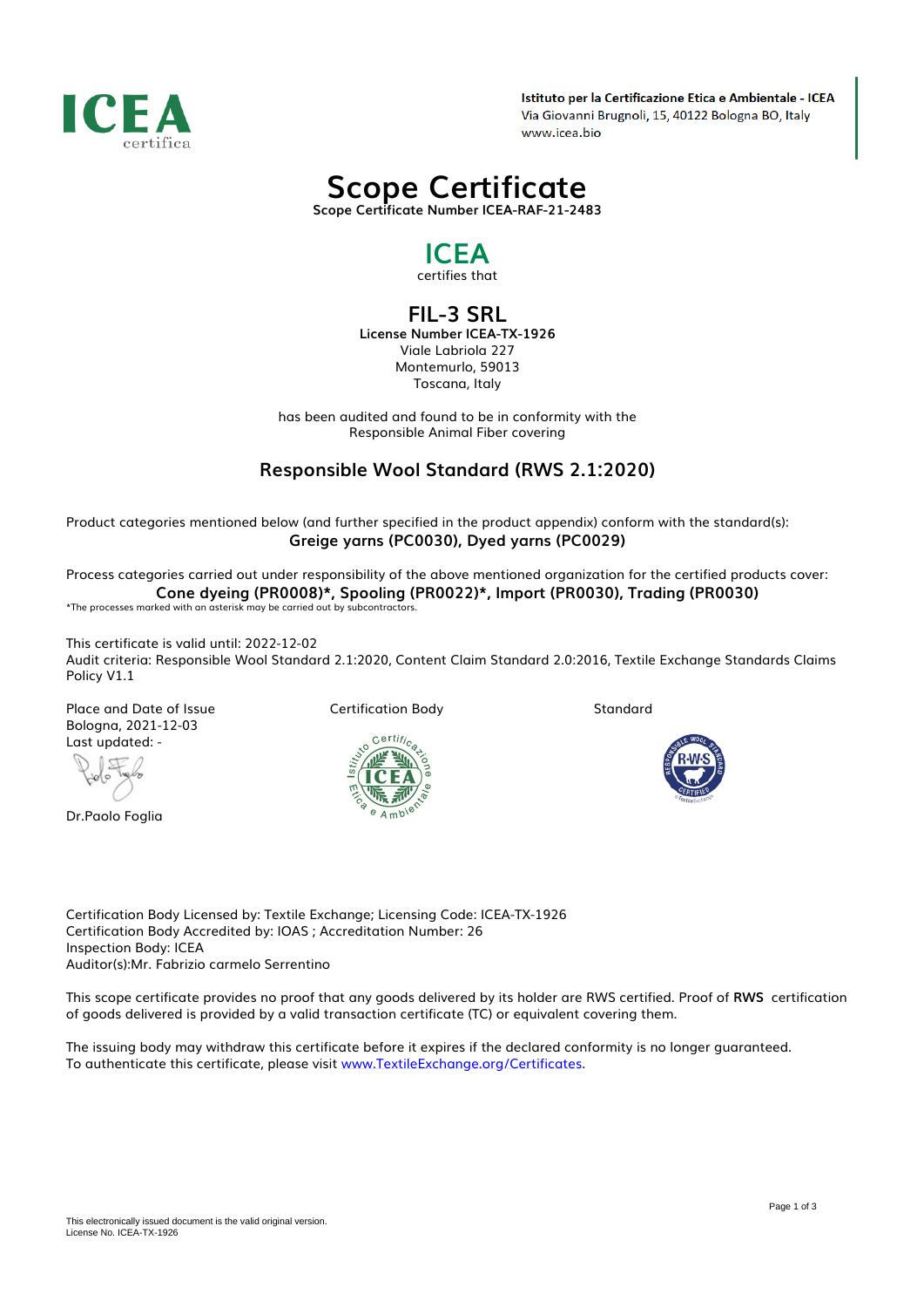ICEA certifica

**Istituto per la Certificazione Etica e Ambientale - ICEA**
Via Giovanni Brugnoli, 15, 40122 Bologna BO, Italy
www.icea.bio

# Scope Certificate

**Scope Certificate Number ICEA-RAF-21-2483**

## ICEA

certifies that

## FIL-3 SRL

**License Number ICEA-TX-1926**
Viale Labriola 227
Montemurlo, 59013
Toscana, Italy

has been audited and found to be in conformity with the
Responsible Animal Fiber covering

## Responsible Wool Standard (RWS 2.1:2020)

Product categories mentioned below (and further specified in the product appendix) conform with the standard(s):
**Greige yarns (PC0030), Dyed yarns (PC0029)**

Process categories carried out under responsibility of the above mentioned organization for the certified products cover:
**Cone dyeing (PR0008)*, Spooling (PR0022)*, Import (PR0030), Trading (PR0030)**
*The processes marked with an asterisk may be carried out by subcontractors.

This certificate is valid until: 2022-12-02
Audit criteria: Responsible Wool Standard 2.1:2020, Content Claim Standard 2.0:2016, Textile Exchange Standards Claims Policy V1.1

Place and Date of Issue
Bologna, 2021-12-03
Last updated: -

Dr.Paolo Foglia

Certification Body

Standard

Certification Body Licensed by: Textile Exchange; Licensing Code: ICEA-TX-1926
Certification Body Accredited by: IOAS ; Accreditation Number: 26
Inspection Body: ICEA
Auditor(s):Mr. Fabrizio carmelo Serrentino

This scope certificate provides no proof that any goods delivered by its holder are RWS certified. Proof of **RWS** certification of goods delivered is provided by a valid transaction certificate (TC) or equivalent covering them.

The issuing body may withdraw this certificate before it expires if the declared conformity is no longer guaranteed.
To authenticate this certificate, please visit www.TextileExchange.org/Certificates.

This electronically issued document is the valid original version.
License No. ICEA-TX-1926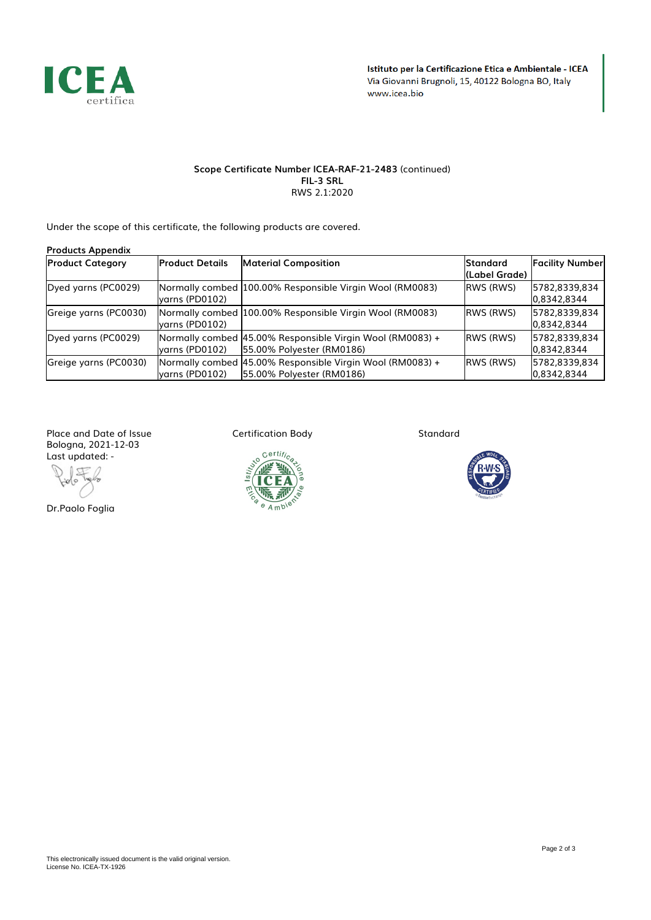**ICEA** certifica

**Istituto per la Certificazione Etica e Ambientale - ICEA**
Via Giovanni Brugnoli, 15, 40122 Bologna BO, Italy
www.icea.bio

**Scope Certificate Number ICEA-RAF-21-2483** (continued)
**FIL-3 SRL**
RWS 2.1:2020

Under the scope of this certificate, the following products are covered.

**Products Appendix**

| **Product Category** | **Product Details** | **Material Composition** | **Standard (Label Grade)** | **Facility Number** |
|---|---|---|---|---|
| Dyed yarns (PC0029) | Normally combed yarns (PD0102) | 100.00% Responsible Virgin Wool (RM0083) | RWS (RWS) | 5782,8339,8340,8342,8344 |
| Greige yarns (PC0030) | Normally combed yarns (PD0102) | 100.00% Responsible Virgin Wool (RM0083) | RWS (RWS) | 5782,8339,8340,8342,8344 |
| Dyed yarns (PC0029) | Normally combed yarns (PD0102) | 45.00% Responsible Virgin Wool (RM0083) + 55.00% Polyester (RM0186) | RWS (RWS) | 5782,8339,8340,8342,8344 |
| Greige yarns (PC0030) | Normally combed yarns (PD0102) | 45.00% Responsible Virgin Wool (RM0083) + 55.00% Polyester (RM0186) | RWS (RWS) | 5782,8339,8340,8342,8344 |

Place and Date of Issue
Bologna, 2021-12-03
Last updated: -

Dr.Paolo Foglia

Certification Body

Standard

This electronically issued document is the valid original version.
License No. ICEA-TX-1926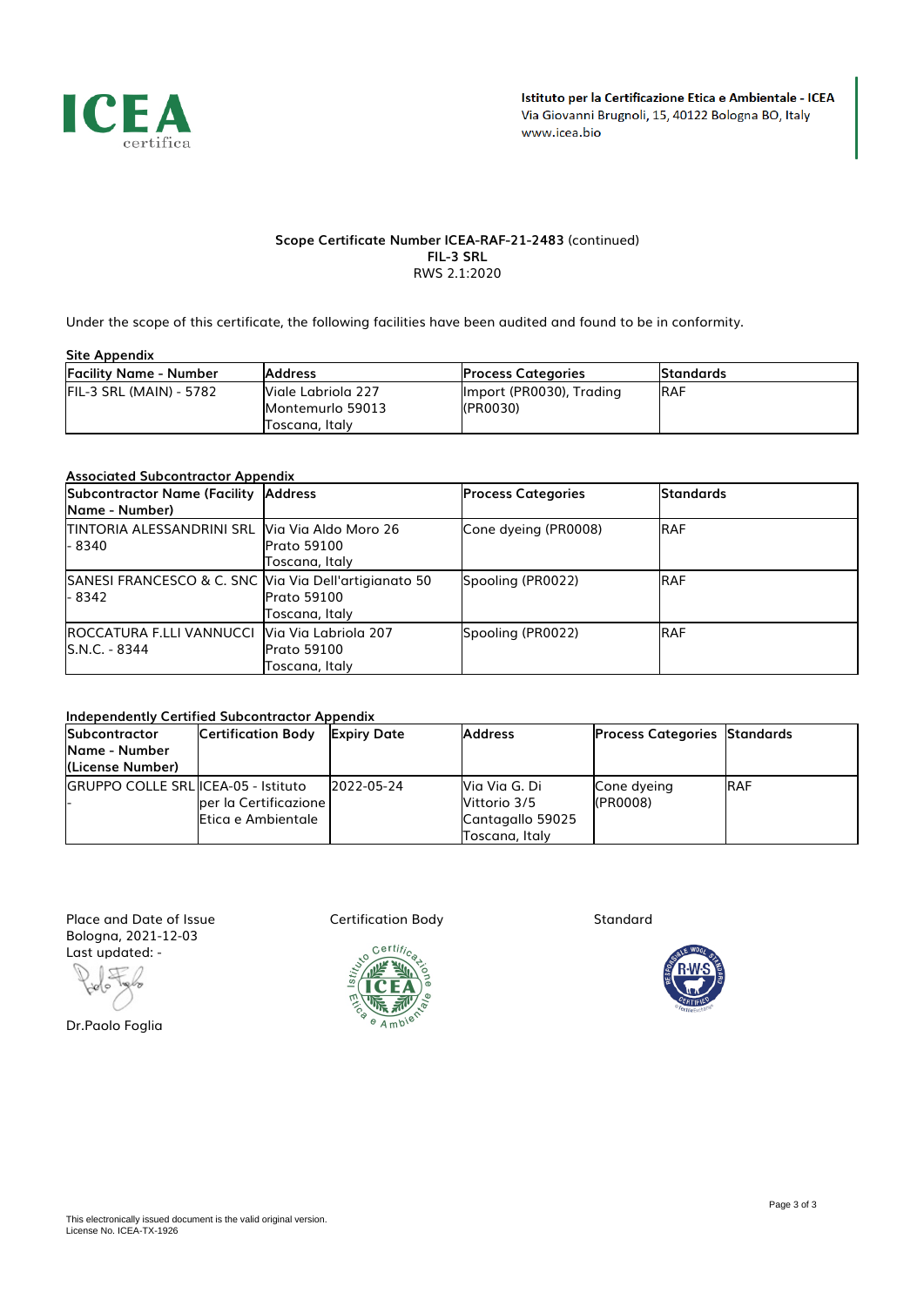**Istituto per la Certificazione Etica e Ambientale - ICEA**
Via Giovanni Brugnoli, 15, 40122 Bologna BO, Italy
www.icea.bio

**Scope Certificate Number ICEA-RAF-21-2483** (continued)
**FIL-3 SRL**
RWS 2.1:2020

Under the scope of this certificate, the following facilities have been audited and found to be in conformity.

**Site Appendix**

| Facility Name - Number | Address | Process Categories | Standards |
|---|---|---|---|
| FIL-3 SRL (MAIN) - 5782 | Viale Labriola 227 Montemurlo 59013 Toscana, Italy | Import (PR0030), Trading (PR0030) | RAF |

**Associated Subcontractor Appendix**

| Subcontractor Name (Facility Name - Number) | Address | Process Categories | Standards |
|---|---|---|---|
| TINTORIA ALESSANDRINI SRL - 8340 | Via Via Aldo Moro 26 Prato 59100 Toscana, Italy | Cone dyeing (PR0008) | RAF |
| SANESI FRANCESCO & C. SNC - 8342 | Via Via Dell'artigianato 50 Prato 59100 Toscana, Italy | Spooling (PR0022) | RAF |
| ROCCATURA F.LLI VANNUCCI S.N.C. - 8344 | Via Via Labriola 207 Prato 59100 Toscana, Italy | Spooling (PR0022) | RAF |

**Independently Certified Subcontractor Appendix**

| Subcontractor Name - Number (License Number) | Certification Body | Expiry Date | Address | Process Categories | Standards |
|---|---|---|---|---|---|
| GRUPPO COLLE SRL - | ICEA-05 - Istituto per la Certificazione Etica e Ambientale | 2022-05-24 | Via Via G. Di Vittorio 3/5 Cantagallo 59025 Toscana, Italy | Cone dyeing (PR0008) | RAF |

Place and Date of Issue
Bologna, 2021-12-03
Last updated: -

Dr.Paolo Foglia

Certification Body

Standard

This electronically issued document is the valid original version.
License No. ICEA-TX-1926